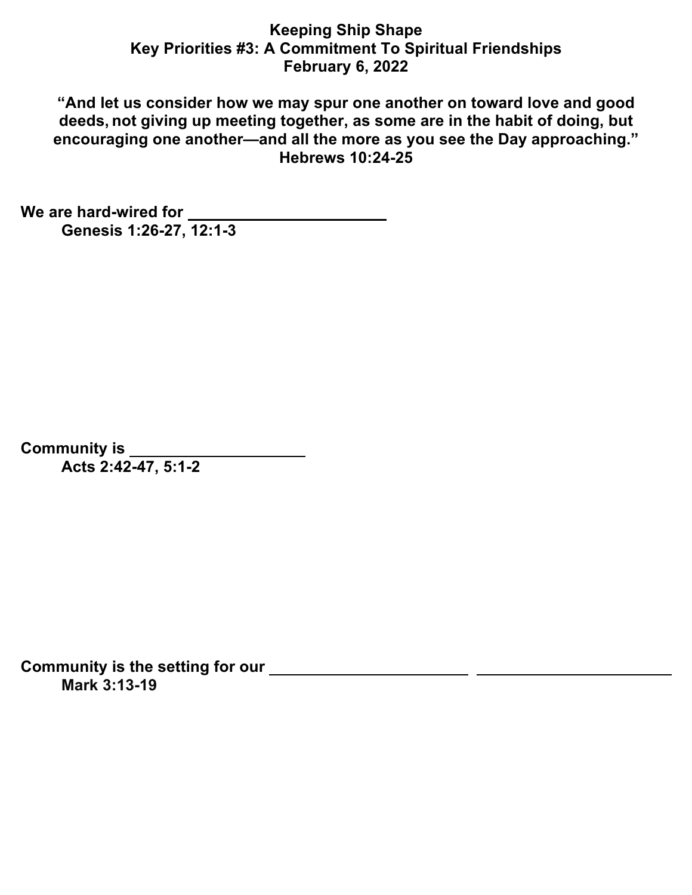# Keeping Ship Shape

## Key Priorities #3: A Commitment To Spiritual Friendships

**February 6, 2022**

**"And let us consider how we may spur one another on toward love and good deeds, not giving up meeting together, as some are in the habit of doing, but encouraging one another—and all the more as you see the Day approaching."**
**Hebrews 10:24-25**

**We are hard-wired for \_\_\_\_\_\_\_\_\_\_\_\_\_\_\_\_\_\_\_\_**
**Genesis 1:26-27, 12:1-3**

**Community is \_\_\_\_\_\_\_\_\_\_\_\_\_\_\_\_\_\_\_\_**
**Acts 2:42-47, 5:1-2**

**Community is the setting for our \_\_\_\_\_\_\_\_\_\_\_\_\_\_\_\_\_\_\_\_ \_\_\_\_\_\_\_\_\_\_\_\_\_\_\_\_\_\_\_\_**
**Mark 3:13-19**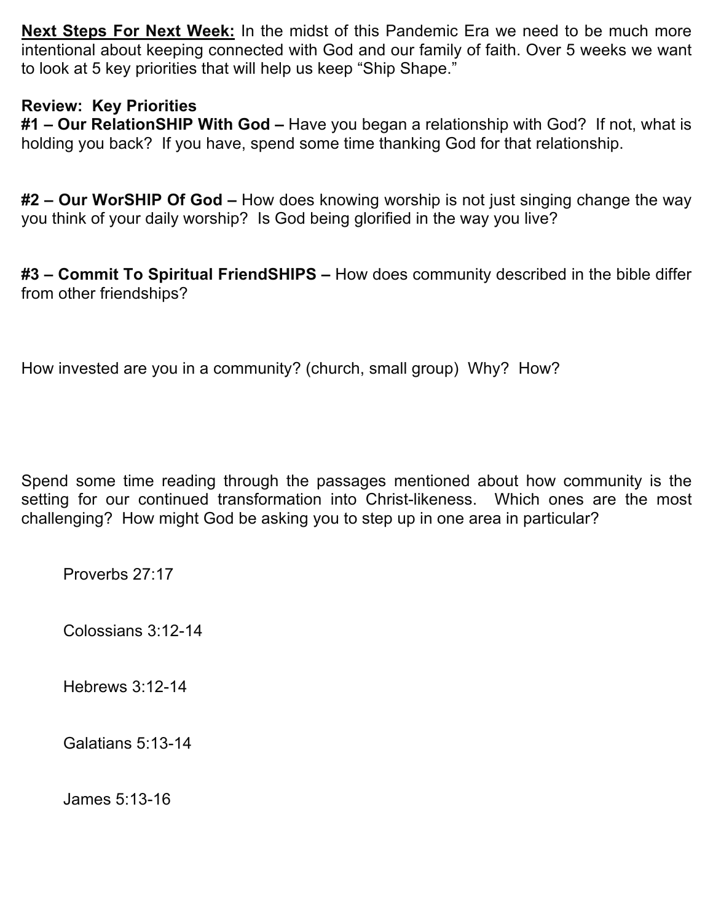**<u>Next Steps For Next Week:</u>** In the midst of this Pandemic Era we need to be much more intentional about keeping connected with God and our family of faith. Over 5 weeks we want to look at 5 key priorities that will help us keep "Ship Shape."

**Review: Key Priorities**

**#1 – Our RelationSHIP With God –** Have you began a relationship with God? If not, what is holding you back? If you have, spend some time thanking God for that relationship.

**#2 – Our WorSHIP Of God –** How does knowing worship is not just singing change the way you think of your daily worship? Is God being glorified in the way you live?

**#3 – Commit To Spiritual FriendSHIPS –** How does community described in the bible differ from other friendships?

How invested are you in a community? (church, small group) Why? How?

Spend some time reading through the passages mentioned about how community is the setting for our continued transformation into Christ-likeness. Which ones are the most challenging? How might God be asking you to step up in one area in particular?

Proverbs 27:17

Colossians 3:12-14

Hebrews 3:12-14

Galatians 5:13-14

James 5:13-16